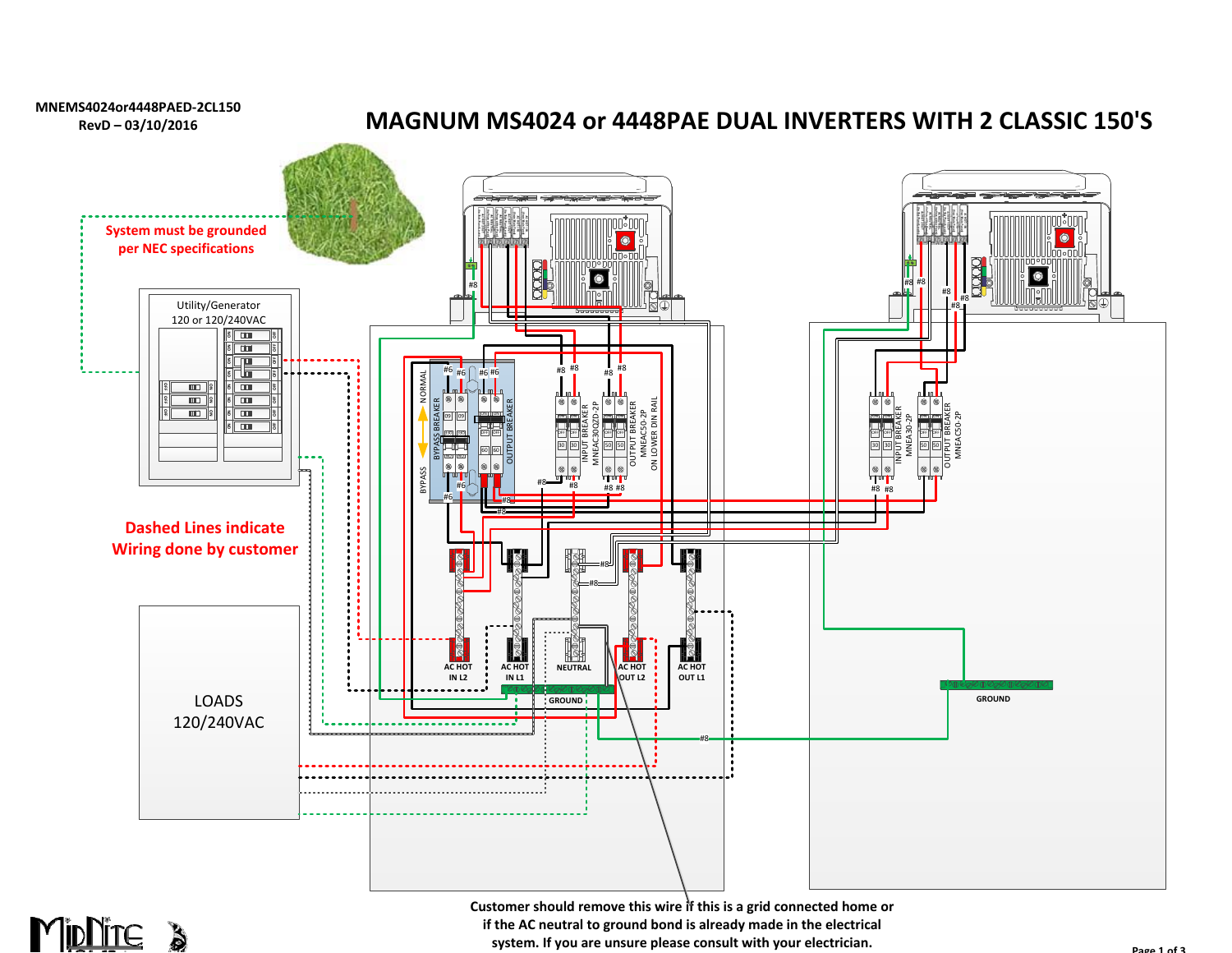MNEMS4024or4448PAED-2CL150
RevD – 03/10/2016

# MAGNUM MS4024 or 4448PAE DUAL INVERTERS WITH 2 CLASSIC 150'S

System must be grounded per NEC specifications

Utility/Generator
120 or 120/240VAC

Dashed Lines indicate Wiring done by customer

LOADS
120/240VAC

NORMAL

BYPASS

BYPASS BREAKER

OUTPUT BREAKER

INPUT BREAKER MNEAC3OQZD-2P

OUTPUT BREAKER MNEAC50-2P

ON LOWER DIN RAIL

INPUT BREAKER MNEA30-2P

OUTPUT BREAKER MNEAC50-2P

#6 #6 #6 #6 #6 #6 #8 #8 #8 #8 #8 #8 #8 #8 #8 #8 #8 #8 #8 #8 #8 #8 #8 #8

AC HOT IN L2

AC HOT IN L1

NEUTRAL

AC HOT OUT L2

AC HOT OUT L1

GROUND

GROUND

Customer should remove this wire if this is a grid connected home or if the AC neutral to ground bond is already made in the electrical system. If you are unsure please consult with your electrician.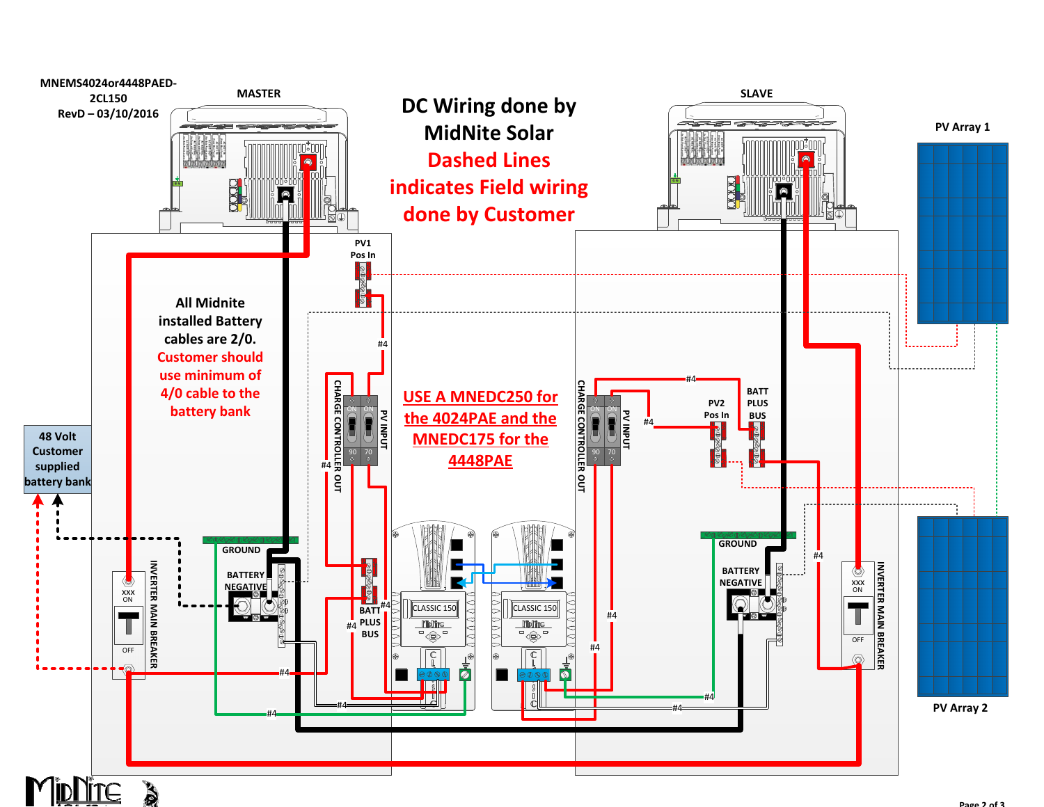MNEMS4024or4448PAED-2CL150
RevD – 03/10/2016

# DC Wiring done by MidNite Solar

**Dashed Lines indicates Field wiring done by Customer**

MASTER

SLAVE

PV Array 1

PV Array 2

All Midnite installed Battery cables are 2/0. **Customer should use minimum of 4/0 cable to the battery bank**

**USE A MNEDC250 for the 4024PAE and the MNEDC175 for the 4448PAE**

48 Volt Customer supplied battery bank

PV1 Pos In

PV2 Pos In

BATT PLUS BUS

CHARGE CONTROLLER OUT

PV INPUT

GROUND

BATTERY NEGATIVE

INVERTER MAIN BREAKER

CLASSIC 150

#4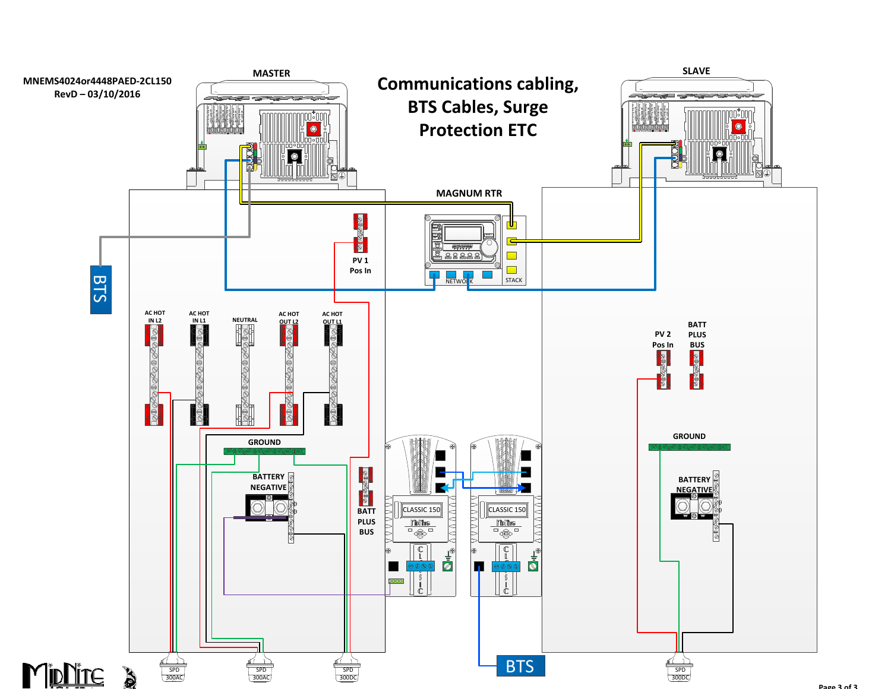MNEMS4024or4448PAED-2CL150
RevD – 03/10/2016

# Communications cabling, BTS Cables, Surge Protection ETC

MASTER

SLAVE

MAGNUM RTR

NETWORK

STACK

BTS

PV 1
Pos In

AC HOT IN L2

AC HOT IN L1

NEUTRAL

AC HOT OUT L2

AC HOT OUT L1

GROUND

BATTERY NEGATIVE

BATT PLUS BUS

CLASSIC 150

CLASSIC 150

PV 2
Pos In

BATT PLUS BUS

GROUND

BATTERY NEGATIVE

BTS

SPD 300AC

SPD 300AC

SPD 300DC

SPD 300DC